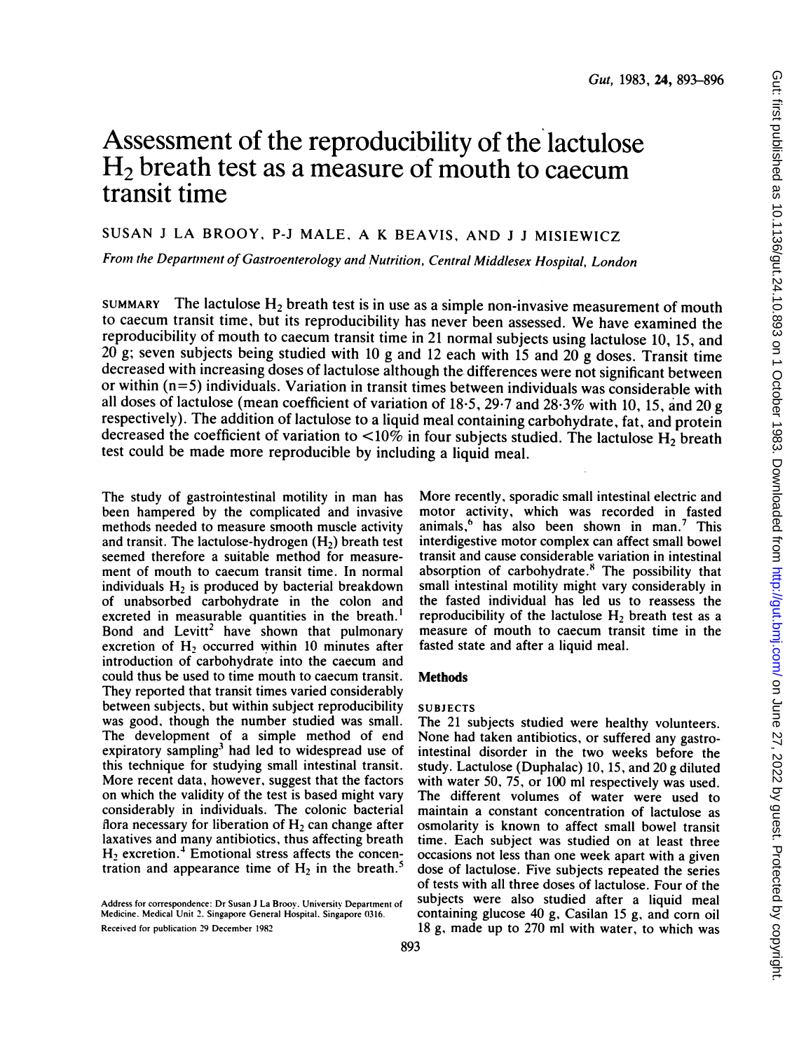# Assessment of the reproducibility of the lactulose $H_2$ breath test as a measure of mouth to caecum transit time

SUSAN J LA BROOY, P-J MALE, A K BEAVIS, AND J J MISIEWICZ

*From the Department of Gastroenterology and Nutrition, Central Middlesex Hospital, London*

SUMMARY The lactulose $H_2$ breath test is in use as a simple non-invasive measurement of mouth to caecum transit time, but its reproducibility has never been assessed. We have examined the reproducibility of mouth to caecum transit time in 21 normal subjects using lactulose 10, 15, and 20 g; seven subjects being studied with 10 g and 12 each with 15 and 20 g doses. Transit time decreased with increasing doses of lactulose although the differences were not significant between or within (n=5) individuals. Variation in transit times between individuals was considerable with all doses of lactulose (mean coefficient of variation of 18·5, 29·7 and 28·3% with 10, 15, and 20 g respectively). The addition of lactulose to a liquid meal containing carbohydrate, fat, and protein decreased the coefficient of variation to <10% in four subjects studied. The lactulose $H_2$ breath test could be made more reproducible by including a liquid meal.

The study of gastrointestinal motility in man has been hampered by the complicated and invasive methods needed to measure smooth muscle activity and transit. The lactulose-hydrogen ($H_2$) breath test seemed therefore a suitable method for measurement of mouth to caecum transit time. In normal individuals $H_2$ is produced by bacterial breakdown of unabsorbed carbohydrate in the colon and excreted in measurable quantities in the breath.[1] Bond and Levitt[2] have shown that pulmonary excretion of $H_2$ occurred within 10 minutes after introduction of carbohydrate into the caecum and could thus be used to time mouth to caecum transit. They reported that transit times varied considerably between subjects, but within subject reproducibility was good, though the number studied was small. The development of a simple method of end expiratory sampling[3] had led to widespread use of this technique for studying small intestinal transit. More recent data, however, suggest that the factors on which the validity of the test is based might vary considerably in individuals. The colonic bacterial flora necessary for liberation of $H_2$ can change after laxatives and many antibiotics, thus affecting breath $H_2$ excretion.[4] Emotional stress affects the concentration and appearance time of $H_2$ in the breath.[5] More recently, sporadic small intestinal electric and motor activity, which was recorded in fasted animals,[6] has also been shown in man.[7] This interdigestive motor complex can affect small bowel transit and cause considerable variation in intestinal absorption of carbohydrate.[8] The possibility that small intestinal motility might vary considerably in the fasted individual has led us to reassess the reproducibility of the lactulose $H_2$ breath test as a measure of mouth to caecum transit time in the fasted state and after a liquid meal.

## Methods

### SUBJECTS

The 21 subjects studied were healthy volunteers. None had taken antibiotics, or suffered any gastrointestinal disorder in the two weeks before the study. Lactulose (Duphalac) 10, 15, and 20 g diluted with water 50, 75, or 100 ml respectively was used. The different volumes of water were used to maintain a constant concentration of lactulose as osmolarity is known to affect small bowel transit time. Each subject was studied on at least three occasions not less than one week apart with a given dose of lactulose. Five subjects repeated the series of tests with all three doses of lactulose. Four of the subjects were also studied after a liquid meal containing glucose 40 g, Casilan 15 g, and corn oil 18 g, made up to 270 ml with water, to which was

Address for correspondence: Dr Susan J La Brooy, University Department of Medicine, Medical Unit 2, Singapore General Hospital, Singapore 0316.

Received for publication 29 December 1982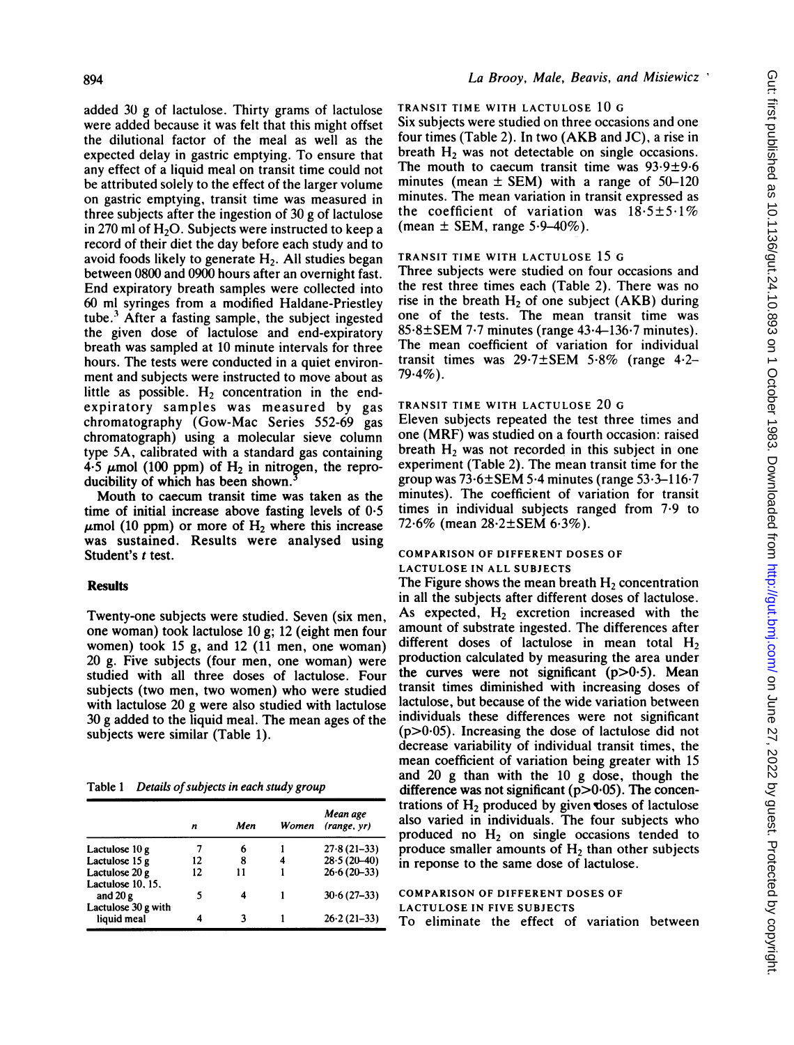added 30 g of lactulose. Thirty grams of lactulose were added because it was felt that this might offset the dilutional factor of the meal as well as the expected delay in gastric emptying. To ensure that any effect of a liquid meal on transit time could not be attributed solely to the effect of the larger volume on gastric emptying, transit time was measured in three subjects after the ingestion of 30 g of lactulose in 270 ml of $H_2O$. Subjects were instructed to keep a record of their diet the day before each study and to avoid foods likely to generate $H_2$. All studies began between 0800 and 0900 hours after an overnight fast. End expiratory breath samples were collected into 60 ml syringes from a modified Haldane-Priestley tube.[3] After a fasting sample, the subject ingested the given dose of lactulose and end-expiratory breath was sampled at 10 minute intervals for three hours. The tests were conducted in a quiet environment and subjects were instructed to move about as little as possible. $H_2$ concentration in the end-expiratory samples was measured by gas chromatography (Gow-Mac Series 552-69 gas chromatograph) using a molecular sieve column type 5A, calibrated with a standard gas containing 4·5 $\mu$mol (100 ppm) of $H_2$ in nitrogen, the reproducibility of which has been shown.[3]

Mouth to caecum transit time was taken as the time of initial increase above fasting levels of 0·5 $\mu$mol (10 ppm) or more of $H_2$ where this increase was sustained. Results were analysed using Student's *t* test.

## Results

Twenty-one subjects were studied. Seven (six men, one woman) took lactulose 10 g; 12 (eight men four women) took 15 g, and 12 (11 men, one woman) 20 g. Five subjects (four men, one woman) were studied with all three doses of lactulose. Four subjects (two men, two women) who were studied with lactulose 20 g were also studied with lactulose 30 g added to the liquid meal. The mean ages of the subjects were similar (Table 1).

Table 1 *Details of subjects in each study group*

| | *n* | *Men* | *Women* | *Mean age (range, yr)* |
|---|---|---|---|---|
| Lactulose 10 g | 7 | 6 | 1 | 27·8 (21–33) |
| Lactulose 15 g | 12 | 8 | 4 | 28·5 (20–40) |
| Lactulose 20 g | 12 | 11 | 1 | 26·6 (20–33) |
| Lactulose 10, 15, and 20 g | 5 | 4 | 1 | 30·6 (27–33) |
| Lactulose 30 g with liquid meal | 4 | 3 | 1 | 26·2 (21–33) |

### TRANSIT TIME WITH LACTULOSE 10 G

Six subjects were studied on three occasions and one four times (Table 2). In two (AKB and JC), a rise in breath $H_2$ was not detectable on single occasions. The mouth to caecum transit time was 93·9±9·6 minutes (mean ± SEM) with a range of 50–120 minutes. The mean variation in transit expressed as the coefficient of variation was 18·5±5·1% (mean ± SEM, range 5·9–40%).

### TRANSIT TIME WITH LACTULOSE 15 G

Three subjects were studied on four occasions and the rest three times each (Table 2). There was no rise in the breath $H_2$ of one subject (AKB) during one of the tests. The mean transit time was 85·8±SEM 7·7 minutes (range 43·4–136·7 minutes). The mean coefficient of variation for individual transit times was 29·7±SEM 5·8% (range 4·2–79·4%).

### TRANSIT TIME WITH LACTULOSE 20 G

Eleven subjects repeated the test three times and one (MRF) was studied on a fourth occasion: raised breath $H_2$ was not recorded in this subject in one experiment (Table 2). The mean transit time for the group was 73·6±SEM 5·4 minutes (range 53·3–116·7 minutes). The coefficient of variation for transit times in individual subjects ranged from 7·9 to 72·6% (mean 28·2±SEM 6·3%).

### COMPARISON OF DIFFERENT DOSES OF LACTULOSE IN ALL SUBJECTS

The Figure shows the mean breath $H_2$ concentration in all the subjects after different doses of lactulose. As expected, $H_2$ excretion increased with the amount of substrate ingested. The differences after different doses of lactulose in mean total $H_2$ production calculated by measuring the area under the curves were not significant ($p>0·5$). Mean transit times diminished with increasing doses of lactulose, but because of the wide variation between individuals these differences were not significant ($p>0·05$). Increasing the dose of lactulose did not decrease variability of individual transit times, the mean coefficient of variation being greater with 15 and 20 g than with the 10 g dose, though the difference was not significant ($p>0·05$). The concentrations of $H_2$ produced by given doses of lactulose also varied in individuals. The four subjects who produced no $H_2$ on single occasions tended to produce smaller amounts of $H_2$ than other subjects in reponse to the same dose of lactulose.

### COMPARISON OF DIFFERENT DOSES OF LACTULOSE IN FIVE SUBJECTS

To eliminate the effect of variation between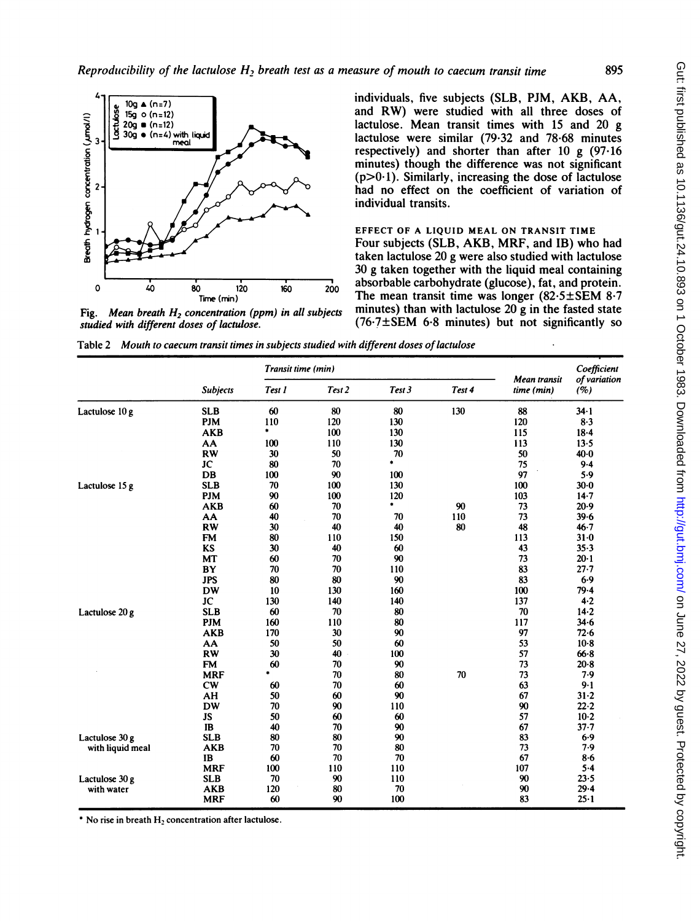Fig. *Mean breath $H_2$ concentration (ppm) in all subjects studied with different doses of lactulose.*

individuals, five subjects (SLB, PJM, AKB, AA, and RW) were studied with all three doses of lactulose. Mean transit times with 15 and 20 g lactulose were similar (79·32 and 78·68 minutes respectively) and shorter than after 10 g (97·16 minutes) though the difference was not significant ($p>0·1$). Similarly, increasing the dose of lactulose had no effect on the coefficient of variation of individual transits.

### EFFECT OF A LIQUID MEAL ON TRANSIT TIME

Four subjects (SLB, AKB, MRF, and IB) who had taken lactulose 20 g were also studied with lactulose 30 g taken together with the liquid meal containing absorbable carbohydrate (glucose), fat, and protein. The mean transit time was longer (82·5±SEM 8·7 minutes) than with lactulose 20 g in the fasted state (76·7±SEM 6·8 minutes) but not significantly so

Table 2 *Mouth to caecum transit times in subjects studied with different doses of lactulose*

| | Subjects | Transit time (min) | | | | Mean transit time (min) | Coefficient of variation (%) |
|---|---|---|---|---|---|---|---|
| | | Test 1 | Test 2 | Test 3 | Test 4 | | |
| Lactulose 10 g | SLB | 60 | 80 | 80 | 130 | 88 | 34·1 |
| | PJM | 110 | 120 | 130 | | 120 | 8·3 |
| | AKB | * | 100 | 130 | | 115 | 18·4 |
| | AA | 100 | 110 | 130 | | 113 | 13·5 |
| | RW | 30 | 50 | 70 | | 50 | 40·0 |
| | JC | 80 | 70 | * | | 75 | 9·4 |
| | DB | 100 | 90 | 100 | | 97 | 5·9 |
| Lactulose 15 g | SLB | 70 | 100 | 130 | | 100 | 30·0 |
| | PJM | 90 | 100 | 120 | | 103 | 14·7 |
| | AKB | 60 | 70 | * | 90 | 73 | 20·9 |
| | AA | 40 | 70 | 70 | 110 | 73 | 39·6 |
| | RW | 30 | 40 | 40 | 80 | 48 | 46·7 |
| | FM | 80 | 110 | 150 | | 113 | 31·0 |
| | KS | 30 | 40 | 60 | | 43 | 35·3 |
| | MT | 60 | 70 | 90 | | 73 | 20·1 |
| | BY | 70 | 70 | 110 | | 83 | 27·7 |
| | JPS | 80 | 80 | 90 | | 83 | 6·9 |
| | DW | 10 | 130 | 160 | | 100 | 79·4 |
| | JC | 130 | 140 | 140 | | 137 | 4·2 |
| Lactulose 20 g | SLB | 60 | 70 | 80 | | 70 | 14·2 |
| | PJM | 160 | 110 | 80 | | 117 | 34·6 |
| | AKB | 170 | 30 | 90 | | 97 | 72·6 |
| | AA | 50 | 50 | 60 | | 53 | 10·8 |
| | RW | 30 | 40 | 100 | | 57 | 66·8 |
| | FM | 60 | 70 | 90 | | 73 | 20·8 |
| | MRF | * | 70 | 80 | 70 | 73 | 7·9 |
| | CW | 60 | 70 | 60 | | 63 | 9·1 |
| | AH | 50 | 60 | 90 | | 67 | 31·2 |
| | DW | 70 | 90 | 110 | | 90 | 22·2 |
| | JS | 50 | 60 | 60 | | 57 | 10·2 |
| | IB | 40 | 70 | 90 | | 67 | 37·7 |
| Lactulose 30 g with liquid meal | SLB | 80 | 80 | 90 | | 83 | 6·9 |
| | AKB | 70 | 70 | 80 | | 73 | 7·9 |
| | IB | 60 | 70 | 70 | | 67 | 8·6 |
| | MRF | 100 | 110 | 110 | | 107 | 5·4 |
| Lactulose 30 g with water | SLB | 70 | 90 | 110 | | 90 | 23·5 |
| | AKB | 120 | 80 | 70 | | 90 | 29·4 |
| | MRF | 60 | 90 | 100 | | 83 | 25·1 |

\* No rise in breath $H_2$ concentration after lactulose.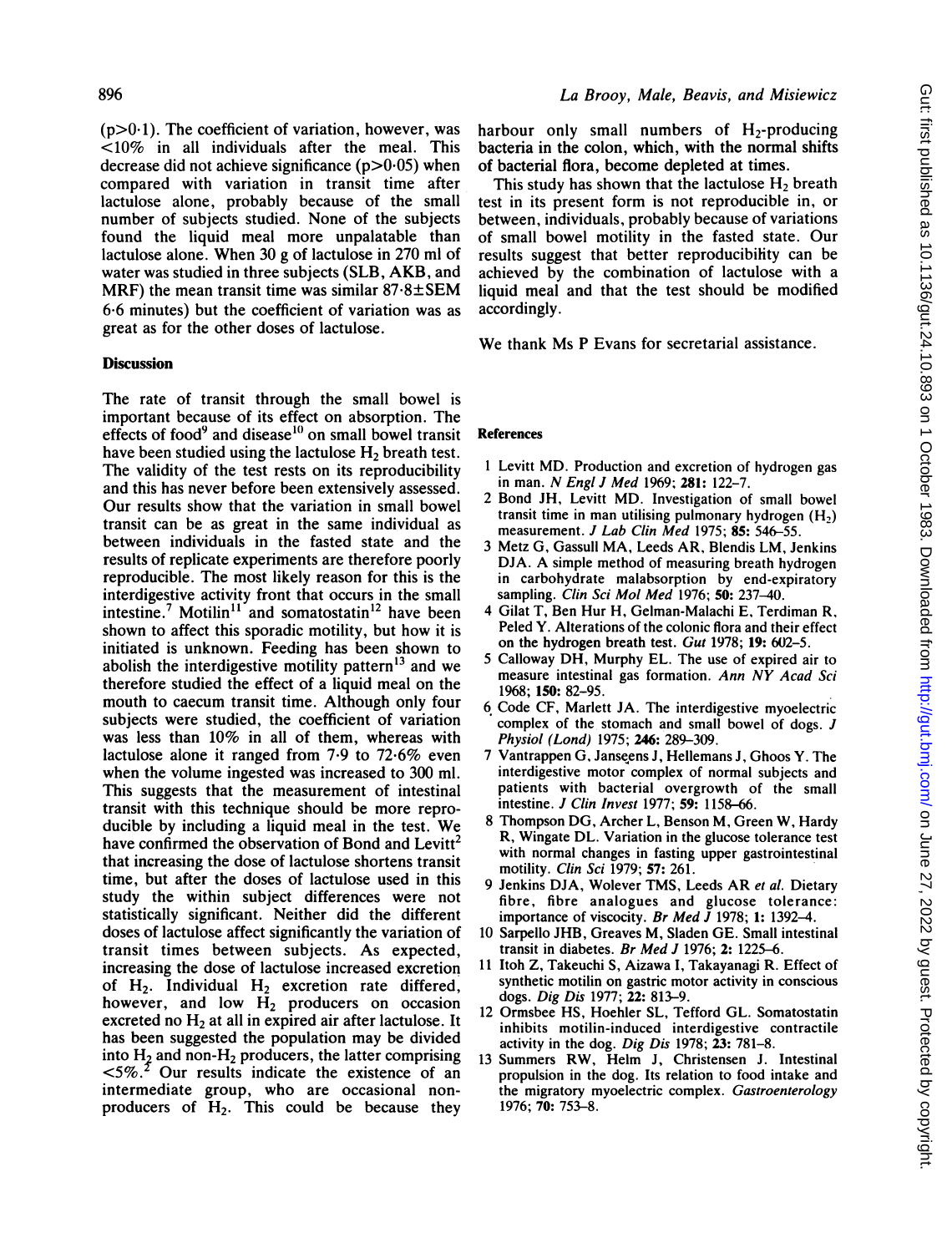(p>0·1). The coefficient of variation, however, was <10% in all individuals after the meal. This decrease did not achieve significance (p>0·05) when compared with variation in transit time after lactulose alone, probably because of the small number of subjects studied. None of the subjects found the liquid meal more unpalatable than lactulose alone. When 30 g of lactulose in 270 ml of water was studied in three subjects (SLB, AKB, and MRF) the mean transit time was similar 87·8±SEM 6·6 minutes) but the coefficient of variation was as great as for the other doses of lactulose.

## Discussion

The rate of transit through the small bowel is important because of its effect on absorption. The effects of food[9] and disease[10] on small bowel transit have been studied using the lactulose $H_2$ breath test. The validity of the test rests on its reproducibility and this has never before been extensively assessed. Our results show that the variation in small bowel transit can be as great in the same individual as between individuals in the fasted state and the results of replicate experiments are therefore poorly reproducible. The most likely reason for this is the interdigestive activity front that occurs in the small intestine.[7] Motilin[11] and somatostatin[12] have been shown to affect this sporadic motility, but how it is initiated is unknown. Feeding has been shown to abolish the interdigestive motility pattern[13] and we therefore studied the effect of a liquid meal on the mouth to caecum transit time. Although only four subjects were studied, the coefficient of variation was less than 10% in all of them, whereas with lactulose alone it ranged from 7·9 to 72·6% even when the volume ingested was increased to 300 ml. This suggests that the measurement of intestinal transit with this technique should be more reproducible by including a liquid meal in the test. We have confirmed the observation of Bond and Levitt[2] that increasing the dose of lactulose shortens transit time, but after the doses of lactulose used in this study the within subject differences were not statistically significant. Neither did the different doses of lactulose affect significantly the variation of transit times between subjects. As expected, increasing the dose of lactulose increased excretion of $H_2$. Individual $H_2$ excretion rate differed, however, and low $H_2$ producers on occasion excreted no $H_2$ at all in expired air after lactulose. It has been suggested the population may be divided into $H_2$ and non-$H_2$ producers, the latter comprising <5%.[2] Our results indicate the existence of an intermediate group, who are occasional non-producers of $H_2$. This could be because they harbour only small numbers of $H_2$-producing bacteria in the colon, which, with the normal shifts of bacterial flora, become depleted at times.

This study has shown that the lactulose $H_2$ breath test in its present form is not reproducible in, or between, individuals, probably because of variations of small bowel motility in the fasted state. Our results suggest that better reproducibility can be achieved by the combination of lactulose with a liquid meal and that the test should be modified accordingly.

We thank Ms P Evans for secretarial assistance.

## References

1 Levitt MD. Production and excretion of hydrogen gas in man. *N Engl J Med* 1969; **281:** 122–7.

2 Bond JH, Levitt MD. Investigation of small bowel transit time in man utilising pulmonary hydrogen ($H_2$) measurement. *J Lab Clin Med* 1975; **85:** 546–55.

3 Metz G, Gassull MA, Leeds AR, Blendis LM, Jenkins DJA. A simple method of measuring breath hydrogen in carbohydrate malabsorption by end-expiratory sampling. *Clin Sci Mol Med* 1976; **50:** 237–40.

4 Gilat T, Ben Hur H, Gelman-Malachi E, Terdiman R, Peled Y. Alterations of the colonic flora and their effect on the hydrogen breath test. *Gut* 1978; **19:** 602–5.

5 Calloway DH, Murphy EL. The use of expired air to measure intestinal gas formation. *Ann NY Acad Sci* 1968; **150:** 82–95.

6 Code CF, Marlett JA. The interdigestive myoelectric complex of the stomach and small bowel of dogs. *J Physiol (Lond)* 1975; **246:** 289–309.

7 Vantrappen G, Janssens J, Hellemans J, Ghoos Y. The interdigestive motor complex of normal subjects and patients with bacterial overgrowth of the small intestine. *J Clin Invest* 1977; **59:** 1158–66.

8 Thompson DG, Archer L, Benson M, Green W, Hardy R, Wingate DL. Variation in the glucose tolerance test with normal changes in fasting upper gastrointestinal motility. *Clin Sci* 1979; **57:** 261.

9 Jenkins DJA, Wolever TMS, Leeds AR *et al.* Dietary fibre, fibre analogues and glucose tolerance: importance of viscosity. *Br Med J* 1978; **1:** 1392–4.

10 Sarpello JHB, Greaves M, Sladen GE. Small intestinal transit in diabetes. *Br Med J* 1976; **2:** 1225–6.

11 Itoh Z, Takeuchi S, Aizawa I, Takayanagi R. Effect of synthetic motilin on gastric motor activity in conscious dogs. *Dig Dis* 1977; **22:** 813–9.

12 Ormsbee HS, Hoehler SL, Tefford GL. Somatostatin inhibits motilin-induced interdigestive contractile activity in the dog. *Dig Dis* 1978; **23:** 781–8.

13 Summers RW, Helm J, Christensen J. Intestinal propulsion in the dog. Its relation to food intake and the migratory myoelectric complex. *Gastroenterology* 1976; **70:** 753–8.